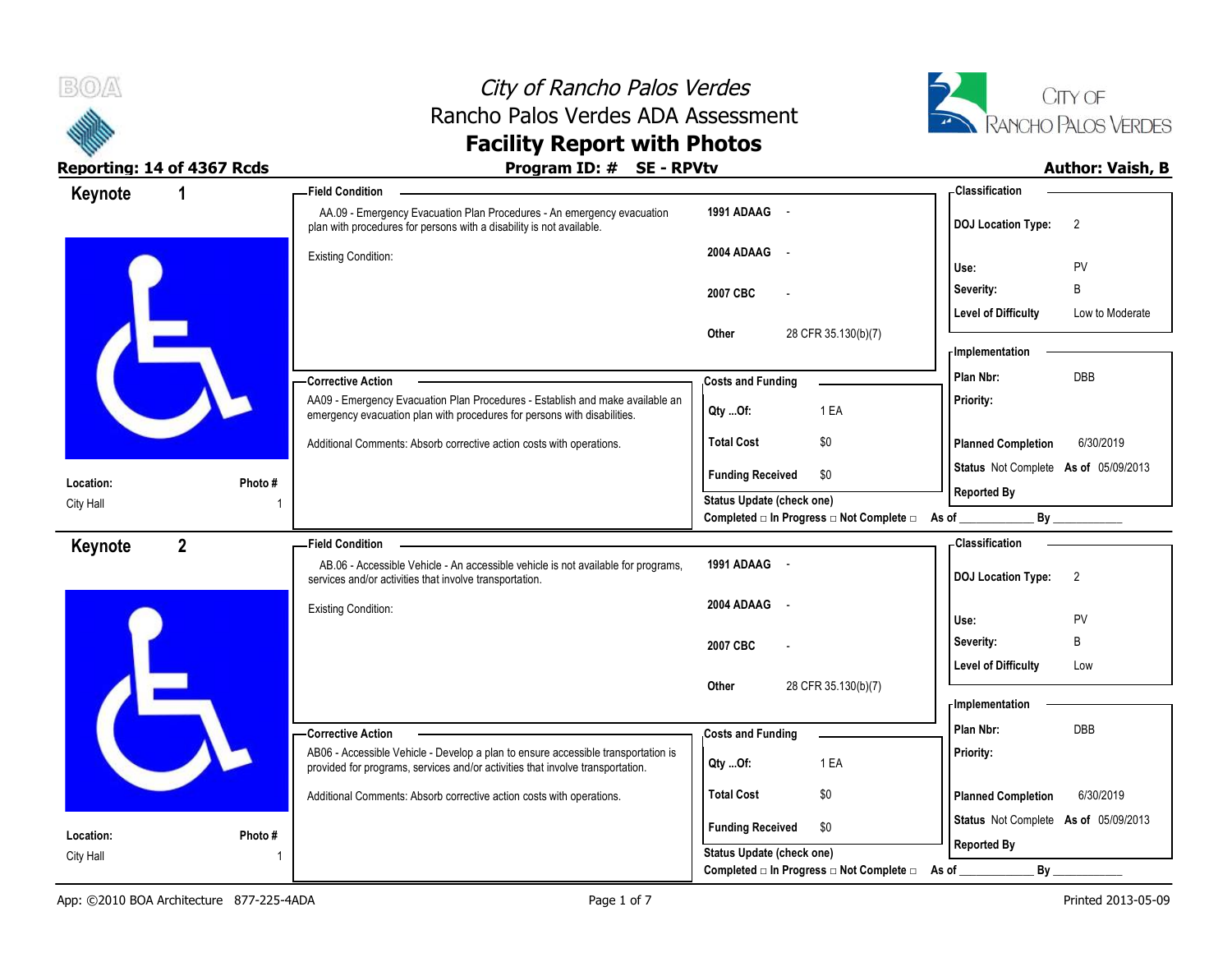# City of Rancho Palos Verdes
## Rancho Palos Verdes ADA Assessment
## Facility Report with Photos

**Reporting: 14 of 4367 Rcds** | **Program ID: # SE - RPVtv** | **Author: Vaish, B**

---

### Keynote 1

**Location:** City Hall
**Photo #** 1

**Field Condition**

AA.09 - Emergency Evacuation Plan Procedures - An emergency evacuation plan with procedures for persons with a disability is not available.

Existing Condition:

| | |
|---|---|
| 1991 ADAAG | - |
| 2004 ADAAG | - |
| 2007 CBC | - |
| Other | 28 CFR 35.130(b)(7) |

**Classification**

| | |
|---|---|
| DOJ Location Type: | 2 |
| Use: | PV |
| Severity: | B |
| Level of Difficulty | Low to Moderate |

**Corrective Action**

AA09 - Emergency Evacuation Plan Procedures - Establish and make available an emergency evacuation plan with procedures for persons with disabilities.

Additional Comments: Absorb corrective action costs with operations.

**Costs and Funding**

| | |
|---|---|
| Qty ...Of: | 1 EA |
| Total Cost | $0 |
| Funding Received | $0 |

**Implementation**

| | |
|---|---|
| Plan Nbr: | DBB |
| Priority: | |
| Planned Completion | 6/30/2019 |
| Status | Not Complete **As of** 05/09/2013 |
| Reported By | |

Status Update (check one)
Completed □ In Progress □ Not Complete □ As of ____________ By ____________

---

### Keynote 2

**Location:** City Hall
**Photo #** 1

**Field Condition**

AB.06 - Accessible Vehicle - An accessible vehicle is not available for programs, services and/or activities that involve transportation.

Existing Condition:

| | |
|---|---|
| 1991 ADAAG | - |
| 2004 ADAAG | - |
| 2007 CBC | - |
| Other | 28 CFR 35.130(b)(7) |

**Classification**

| | |
|---|---|
| DOJ Location Type: | 2 |
| Use: | PV |
| Severity: | B |
| Level of Difficulty | Low |

**Corrective Action**

AB06 - Accessible Vehicle - Develop a plan to ensure accessible transportation is provided for programs, services and/or activities that involve transportation.

Additional Comments: Absorb corrective action costs with operations.

**Costs and Funding**

| | |
|---|---|
| Qty ...Of: | 1 EA |
| Total Cost | $0 |
| Funding Received | $0 |

**Implementation**

| | |
|---|---|
| Plan Nbr: | DBB |
| Priority: | |
| Planned Completion | 6/30/2019 |
| Status | Not Complete **As of** 05/09/2013 |
| Reported By | |

Status Update (check one)
Completed □ In Progress □ Not Complete □ As of ____________ By ____________

---

App: ©2010 BOA Architecture 877-225-4ADA | Printed 2013-05-09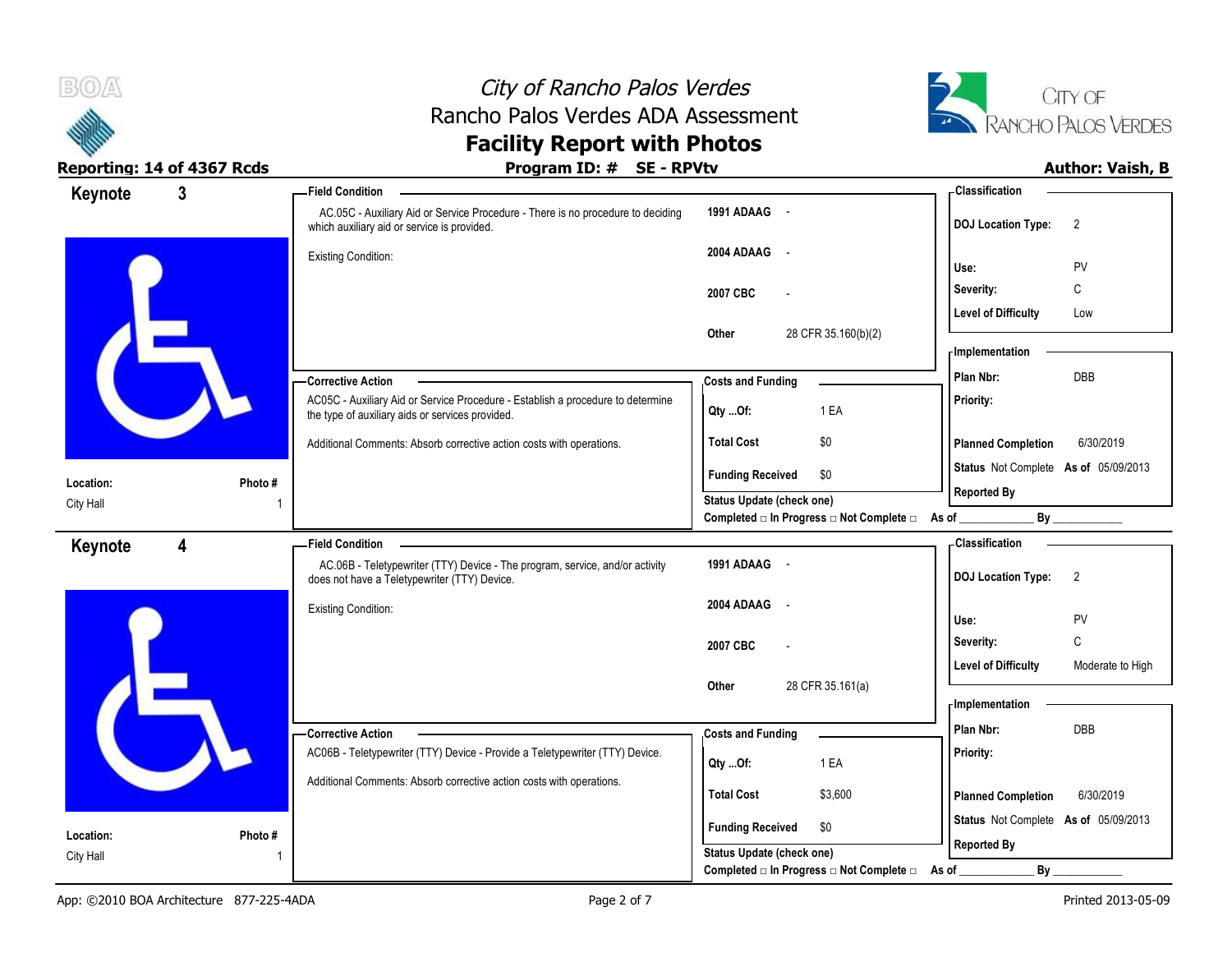# City of Rancho Palos Verdes
## Rancho Palos Verdes ADA Assessment
## Facility Report with Photos

**Reporting: 14 of 4367 Rcds** | **Program ID: # SE - RPVtv** | **Author: Vaish, B**

---

## Keynote 3

**Location:** City Hall
**Photo #** 1

### Field Condition

AC.05C - Auxiliary Aid or Service Procedure - There is no procedure to deciding which auxiliary aid or service is provided.

Existing Condition:

| | |
|---|---|
| 1991 ADAAG | - |
| 2004 ADAAG | - |
| 2007 CBC | - |
| Other | 28 CFR 35.160(b)(2) |

### Corrective Action

AC05C - Auxiliary Aid or Service Procedure - Establish a procedure to determine the type of auxiliary aids or services provided.

Additional Comments: Absorb corrective action costs with operations.

### Costs and Funding

| | |
|---|---|
| Qty ...Of: | 1 EA |
| Total Cost | $0 |
| Funding Received | $0 |

Status Update (check one)
Completed □ In Progress □ Not Complete □ As of ____________ By ____________

### Classification

| | |
|---|---|
| DOJ Location Type: | 2 |
| Use: | PV |
| Severity: | C |
| Level of Difficulty | Low |

### Implementation

| | |
|---|---|
| Plan Nbr: | DBB |
| Priority: | |
| Planned Completion | 6/30/2019 |
| Status | Not Complete As of 05/09/2013 |
| Reported By | |

---

## Keynote 4

**Location:** City Hall
**Photo #** 1

### Field Condition

AC.06B - Teletypewriter (TTY) Device - The program, service, and/or activity does not have a Teletypewriter (TTY) Device.

Existing Condition:

| | |
|---|---|
| 1991 ADAAG | - |
| 2004 ADAAG | - |
| 2007 CBC | - |
| Other | 28 CFR 35.161(a) |

### Corrective Action

AC06B - Teletypewriter (TTY) Device - Provide a Teletypewriter (TTY) Device.

Additional Comments: Absorb corrective action costs with operations.

### Costs and Funding

| | |
|---|---|
| Qty ...Of: | 1 EA |
| Total Cost | $3,600 |
| Funding Received | $0 |

Status Update (check one)
Completed □ In Progress □ Not Complete □ As of ____________ By ____________

### Classification

| | |
|---|---|
| DOJ Location Type: | 2 |
| Use: | PV |
| Severity: | C |
| Level of Difficulty | Moderate to High |

### Implementation

| | |
|---|---|
| Plan Nbr: | DBB |
| Priority: | |
| Planned Completion | 6/30/2019 |
| Status | Not Complete As of 05/09/2013 |
| Reported By | |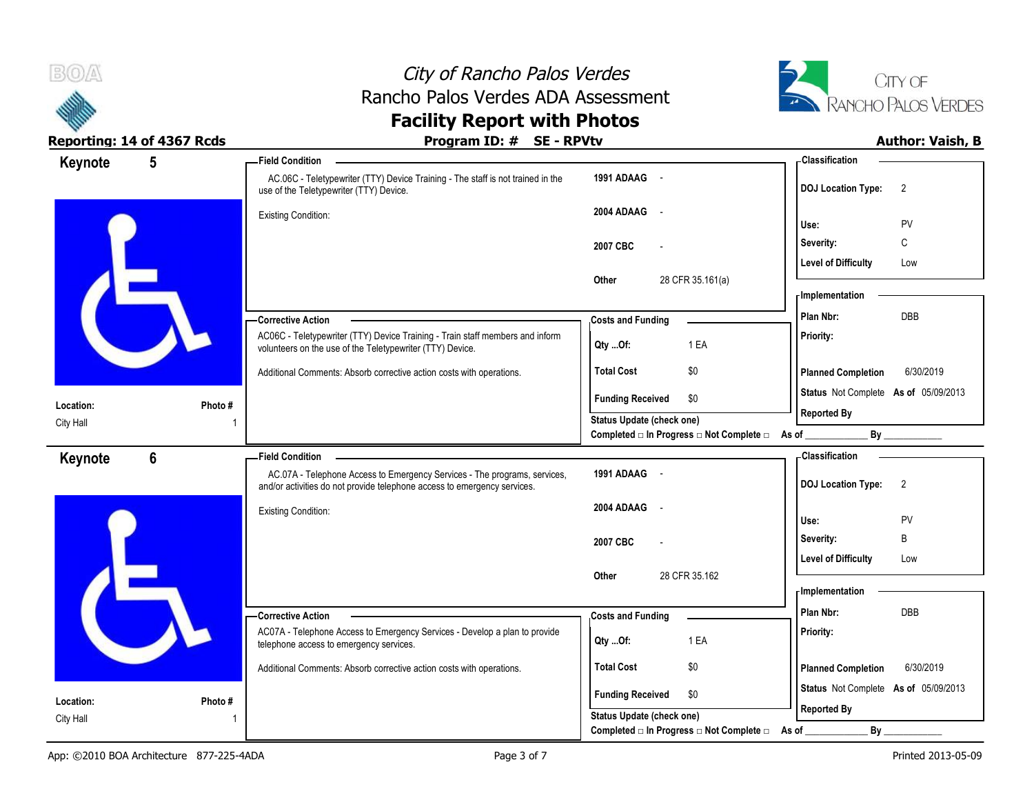# City of Rancho Palos Verdes
## Rancho Palos Verdes ADA Assessment
## Facility Report with Photos

**Reporting: 14 of 4367 Rcds** | **Program ID: # SE - RPVtv** | **Author: Vaish, B**

---

## Keynote 5

**Location:** City Hall
**Photo #** 1

**Field Condition**

AC.06C - Teletypewriter (TTY) Device Training - The staff is not trained in the use of the Teletypewriter (TTY) Device.

Existing Condition:

| | |
|---|---|
| 1991 ADAAG | - |
| 2004 ADAAG | - |
| 2007 CBC | - |
| Other | 28 CFR 35.161(a) |

**Corrective Action**

AC06C - Teletypewriter (TTY) Device Training - Train staff members and inform volunteers on the use of the Teletypewriter (TTY) Device.

Additional Comments: Absorb corrective action costs with operations.

**Costs and Funding**

| | |
|---|---|
| Qty ...Of: | 1 EA |
| Total Cost | $0 |
| Funding Received | $0 |

Status Update (check one)
Completed □ In Progress □ Not Complete □ As of ____________ By ____________

**Classification**

| | |
|---|---|
| DOJ Location Type: | 2 |
| Use: | PV |
| Severity: | C |
| Level of Difficulty | Low |

**Implementation**

| | |
|---|---|
| Plan Nbr: | DBB |
| Priority: | |
| Planned Completion | 6/30/2019 |
| Status | Not Complete As of 05/09/2013 |
| Reported By | |

---

## Keynote 6

**Location:** City Hall
**Photo #** 1

**Field Condition**

AC.07A - Telephone Access to Emergency Services - The programs, services, and/or activities do not provide telephone access to emergency services.

Existing Condition:

| | |
|---|---|
| 1991 ADAAG | - |
| 2004 ADAAG | - |
| 2007 CBC | - |
| Other | 28 CFR 35.162 |

**Corrective Action**

AC07A - Telephone Access to Emergency Services - Develop a plan to provide telephone access to emergency services.

Additional Comments: Absorb corrective action costs with operations.

**Costs and Funding**

| | |
|---|---|
| Qty ...Of: | 1 EA |
| Total Cost | $0 |
| Funding Received | $0 |

Status Update (check one)
Completed □ In Progress □ Not Complete □ As of ____________ By ____________

**Classification**

| | |
|---|---|
| DOJ Location Type: | 2 |
| Use: | PV |
| Severity: | B |
| Level of Difficulty | Low |

**Implementation**

| | |
|---|---|
| Plan Nbr: | DBB |
| Priority: | |
| Planned Completion | 6/30/2019 |
| Status | Not Complete As of 05/09/2013 |
| Reported By | |

App: ©2010 BOA Architecture 877-225-4ADA | Printed 2013-05-09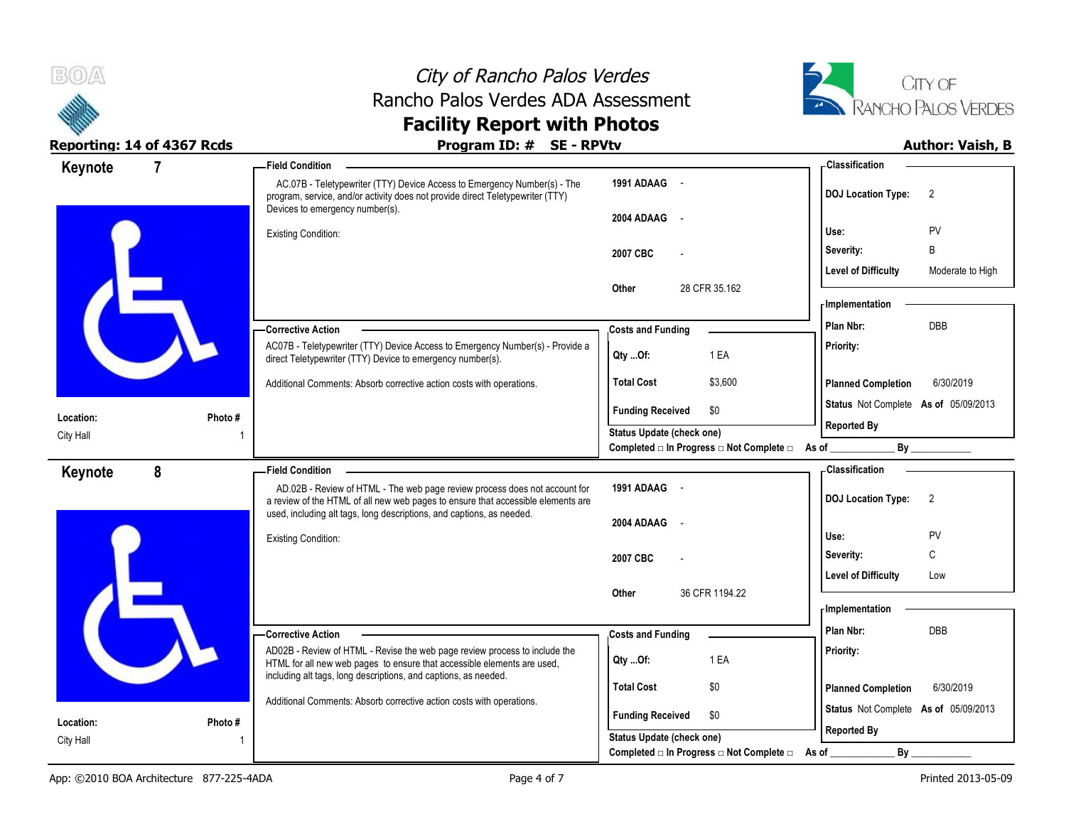# City of Rancho Palos Verdes
## Rancho Palos Verdes ADA Assessment
## Facility Report with Photos

**Reporting: 14 of 4367 Rcds** **Program ID: # SE - RPVtv** **Author: Vaish, B**

---

## Keynote 7

**Location:** City Hall **Photo #** 1

**Field Condition**

AC.07B - Teletypewriter (TTY) Device Access to Emergency Number(s) - The program, service, and/or activity does not provide direct Teletypewriter (TTY) Devices to emergency number(s).

Existing Condition:

| | |
|---|---|
| 1991 ADAAG | - |
| 2004 ADAAG | - |
| 2007 CBC | - |
| Other | 28 CFR 35.162 |

**Classification**

| | |
|---|---|
| DOJ Location Type: | 2 |
| Use: | PV |
| Severity: | B |
| Level of Difficulty | Moderate to High |

**Corrective Action**

AC07B - Teletypewriter (TTY) Device Access to Emergency Number(s) - Provide a direct Teletypewriter (TTY) Device to emergency number(s).

Additional Comments: Absorb corrective action costs with operations.

**Costs and Funding**

| | |
|---|---|
| Qty ...Of: | 1 EA |
| Total Cost | $3,600 |
| Funding Received | $0 |

**Implementation**

| | |
|---|---|
| Plan Nbr: | DBB |
| Priority: | |
| Planned Completion | 6/30/2019 |
| Status | Not Complete As of 05/09/2013 |
| Reported By | |

Status Update (check one)
Completed □ In Progress □ Not Complete □ As of ____________ By ____________

---

## Keynote 8

**Location:** City Hall **Photo #** 1

**Field Condition**

AD.02B - Review of HTML - The web page review process does not account for a review of the HTML of all new web pages to ensure that accessible elements are used, including alt tags, long descriptions, and captions, as needed.

Existing Condition:

| | |
|---|---|
| 1991 ADAAG | - |
| 2004 ADAAG | - |
| 2007 CBC | - |
| Other | 36 CFR 1194.22 |

**Classification**

| | |
|---|---|
| DOJ Location Type: | 2 |
| Use: | PV |
| Severity: | C |
| Level of Difficulty | Low |

**Corrective Action**

AD02B - Review of HTML - Revise the web page review process to include the HTML for all new web pages to ensure that accessible elements are used, including alt tags, long descriptions, and captions, as needed.

Additional Comments: Absorb corrective action costs with operations.

**Costs and Funding**

| | |
|---|---|
| Qty ...Of: | 1 EA |
| Total Cost | $0 |
| Funding Received | $0 |

**Implementation**

| | |
|---|---|
| Plan Nbr: | DBB |
| Priority: | |
| Planned Completion | 6/30/2019 |
| Status | Not Complete As of 05/09/2013 |
| Reported By | |

Status Update (check one)
Completed □ In Progress □ Not Complete □ As of ____________ By ____________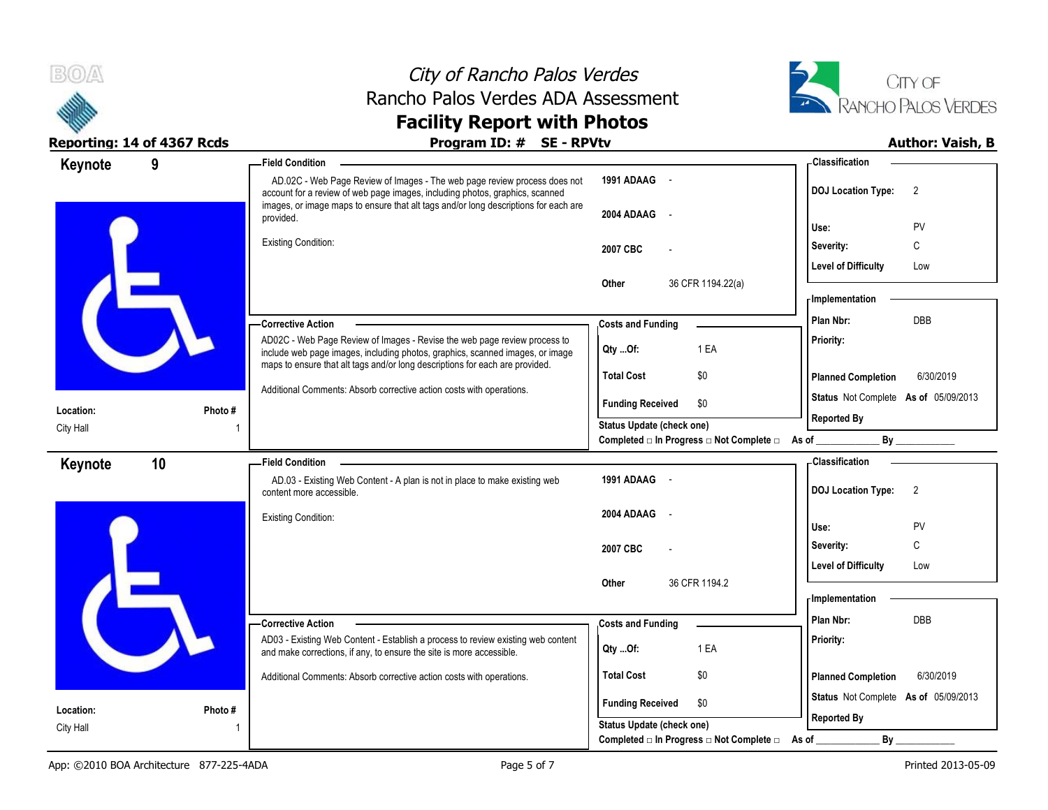# City of Rancho Palos Verdes
## Rancho Palos Verdes ADA Assessment
## Facility Report with Photos

**Reporting: 14 of 4367 Rcds** | **Program ID: # SE - RPVtv** | **Author: Vaish, B**

---

## Keynote 9

**Location:** City Hall
**Photo #** 1

**Field Condition**

AD.02C - Web Page Review of Images - The web page review process does not account for a review of web page images, including photos, graphics, scanned images, or image maps to ensure that alt tags and/or long descriptions for each are provided.

Existing Condition:

| | |
|---|---|
| **1991 ADAAG** | - |
| **2004 ADAAG** | - |
| **2007 CBC** | - |
| **Other** | 36 CFR 1194.22(a) |

**Corrective Action**

AD02C - Web Page Review of Images - Revise the web page review process to include web page images, including photos, graphics, scanned images, or image maps to ensure that alt tags and/or long descriptions for each are provided.

Additional Comments: Absorb corrective action costs with operations.

**Costs and Funding**

| | |
|---|---|
| **Qty ...Of:** | 1 EA |
| **Total Cost** | $0 |
| **Funding Received** | $0 |

**Status Update (check one)**
Completed □ In Progress □ Not Complete □ As of ____________ By ____________

**Classification**

| | |
|---|---|
| **DOJ Location Type:** | 2 |
| **Use:** | PV |
| **Severity:** | C |
| **Level of Difficulty** | Low |

**Implementation**

| | |
|---|---|
| **Plan Nbr:** | DBB |
| **Priority:** | |
| **Planned Completion** | 6/30/2019 |
| **Status** | Not Complete **As of** 05/09/2013 |
| **Reported By** | |

---

## Keynote 10

**Location:** City Hall
**Photo #** 1

**Field Condition**

AD.03 - Existing Web Content - A plan is not in place to make existing web content more accessible.

Existing Condition:

| | |
|---|---|
| **1991 ADAAG** | - |
| **2004 ADAAG** | - |
| **2007 CBC** | - |
| **Other** | 36 CFR 1194.2 |

**Corrective Action**

AD03 - Existing Web Content - Establish a process to review existing web content and make corrections, if any, to ensure the site is more accessible.

Additional Comments: Absorb corrective action costs with operations.

**Costs and Funding**

| | |
|---|---|
| **Qty ...Of:** | 1 EA |
| **Total Cost** | $0 |
| **Funding Received** | $0 |

**Status Update (check one)**
Completed □ In Progress □ Not Complete □ As of ____________ By ____________

**Classification**

| | |
|---|---|
| **DOJ Location Type:** | 2 |
| **Use:** | PV |
| **Severity:** | C |
| **Level of Difficulty** | Low |

**Implementation**

| | |
|---|---|
| **Plan Nbr:** | DBB |
| **Priority:** | |
| **Planned Completion** | 6/30/2019 |
| **Status** | Not Complete **As of** 05/09/2013 |
| **Reported By** | |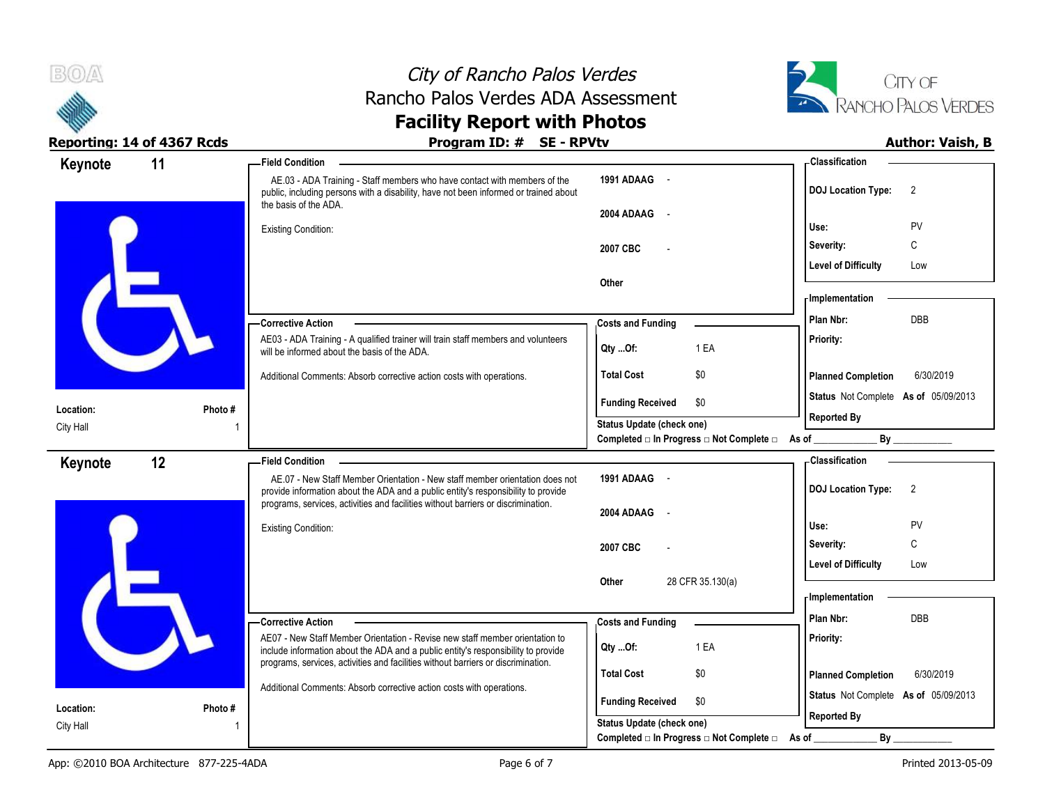# City of Rancho Palos Verdes
## Rancho Palos Verdes ADA Assessment
## Facility Report with Photos

**Reporting: 14 of 4367 Rcds** | **Program ID: # SE - RPVtv** | **Author: Vaish, B**

---

## Keynote 11

**Location:** City Hall | **Photo #** 1

**Field Condition**

AE.03 - ADA Training - Staff members who have contact with members of the public, including persons with a disability, have not been informed or trained about the basis of the ADA.

Existing Condition:

| | |
|---|---|
| 1991 ADAAG | - |
| 2004 ADAAG | - |
| 2007 CBC | - |
| Other | |

**Classification**

| | |
|---|---|
| DOJ Location Type: | 2 |
| Use: | PV |
| Severity: | C |
| Level of Difficulty | Low |

**Corrective Action**

AE03 - ADA Training - A qualified trainer will train staff members and volunteers will be informed about the basis of the ADA.

Additional Comments: Absorb corrective action costs with operations.

**Costs and Funding**

| | |
|---|---|
| Qty ...Of: | 1 EA |
| Total Cost | $0 |
| Funding Received | $0 |

**Implementation**

| | |
|---|---|
| Plan Nbr: | DBB |
| Priority: | |
| Planned Completion | 6/30/2019 |
| Status | Not Complete As of 05/09/2013 |
| Reported By | |

Status Update (check one)
Completed □ In Progress □ Not Complete □ As of ____________ By ____________

---

## Keynote 12

**Location:** City Hall | **Photo #** 1

**Field Condition**

AE.07 - New Staff Member Orientation - New staff member orientation does not provide information about the ADA and a public entity's responsibility to provide programs, services, activities and facilities without barriers or discrimination.

Existing Condition:

| | |
|---|---|
| 1991 ADAAG | - |
| 2004 ADAAG | - |
| 2007 CBC | - |
| Other | 28 CFR 35.130(a) |

**Classification**

| | |
|---|---|
| DOJ Location Type: | 2 |
| Use: | PV |
| Severity: | C |
| Level of Difficulty | Low |

**Corrective Action**

AE07 - New Staff Member Orientation - Revise new staff member orientation to include information about the ADA and a public entity's responsibility to provide programs, services, activities and facilities without barriers or discrimination.

Additional Comments: Absorb corrective action costs with operations.

**Costs and Funding**

| | |
|---|---|
| Qty ...Of: | 1 EA |
| Total Cost | $0 |
| Funding Received | $0 |

**Implementation**

| | |
|---|---|
| Plan Nbr: | DBB |
| Priority: | |
| Planned Completion | 6/30/2019 |
| Status | Not Complete As of 05/09/2013 |
| Reported By | |

Status Update (check one)
Completed □ In Progress □ Not Complete □ As of ____________ By ____________

---

App: ©2010 BOA Architecture 877-225-4ADA | Printed 2013-05-09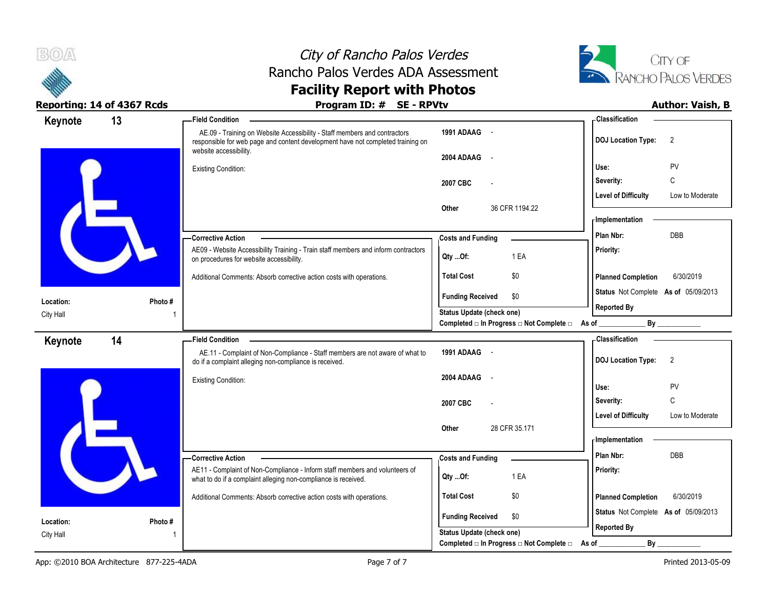# City of Rancho Palos Verdes
## Rancho Palos Verdes ADA Assessment
## Facility Report with Photos

**Reporting: 14 of 4367 Rcds** | **Program ID: # SE - RPVtv** | **Author: Vaish, B**

---

### Keynote 13

**Location:** City Hall
**Photo #** 1

**Field Condition**

AE.09 - Training on Website Accessibility - Staff members and contractors responsible for web page and content development have not completed training on website accessibility.

Existing Condition:

| | |
|---|---|
| 1991 ADAAG | - |
| 2004 ADAAG | - |
| 2007 CBC | - |
| Other | 36 CFR 1194.22 |

**Classification**

| | |
|---|---|
| DOJ Location Type: | 2 |
| Use: | PV |
| Severity: | C |
| Level of Difficulty | Low to Moderate |

**Corrective Action**

AE09 - Website Accessibility Training - Train staff members and inform contractors on procedures for website accessibility.

Additional Comments: Absorb corrective action costs with operations.

**Costs and Funding**

| | |
|---|---|
| Qty ...Of: | 1 EA |
| Total Cost | $0 |
| Funding Received | $0 |

Status Update (check one)
Completed □ In Progress □ Not Complete □ As of ____________ By ____________

**Implementation**

| | |
|---|---|
| Plan Nbr: | DBB |
| Priority: | |
| Planned Completion | 6/30/2019 |
| Status | Not Complete As of 05/09/2013 |
| Reported By | |

---

### Keynote 14

**Location:** City Hall
**Photo #** 1

**Field Condition**

AE.11 - Complaint of Non-Compliance - Staff members are not aware of what to do if a complaint alleging non-compliance is received.

Existing Condition:

| | |
|---|---|
| 1991 ADAAG | - |
| 2004 ADAAG | - |
| 2007 CBC | - |
| Other | 28 CFR 35.171 |

**Classification**

| | |
|---|---|
| DOJ Location Type: | 2 |
| Use: | PV |
| Severity: | C |
| Level of Difficulty | Low to Moderate |

**Corrective Action**

AE11 - Complaint of Non-Compliance - Inform staff members and volunteers of what to do if a complaint alleging non-compliance is received.

Additional Comments: Absorb corrective action costs with operations.

**Costs and Funding**

| | |
|---|---|
| Qty ...Of: | 1 EA |
| Total Cost | $0 |
| Funding Received | $0 |

Status Update (check one)
Completed □ In Progress □ Not Complete □ As of ____________ By ____________

**Implementation**

| | |
|---|---|
| Plan Nbr: | DBB |
| Priority: | |
| Planned Completion | 6/30/2019 |
| Status | Not Complete As of 05/09/2013 |
| Reported By | |

---

App: ©2010 BOA Architecture 877-225-4ADA | Printed 2013-05-09